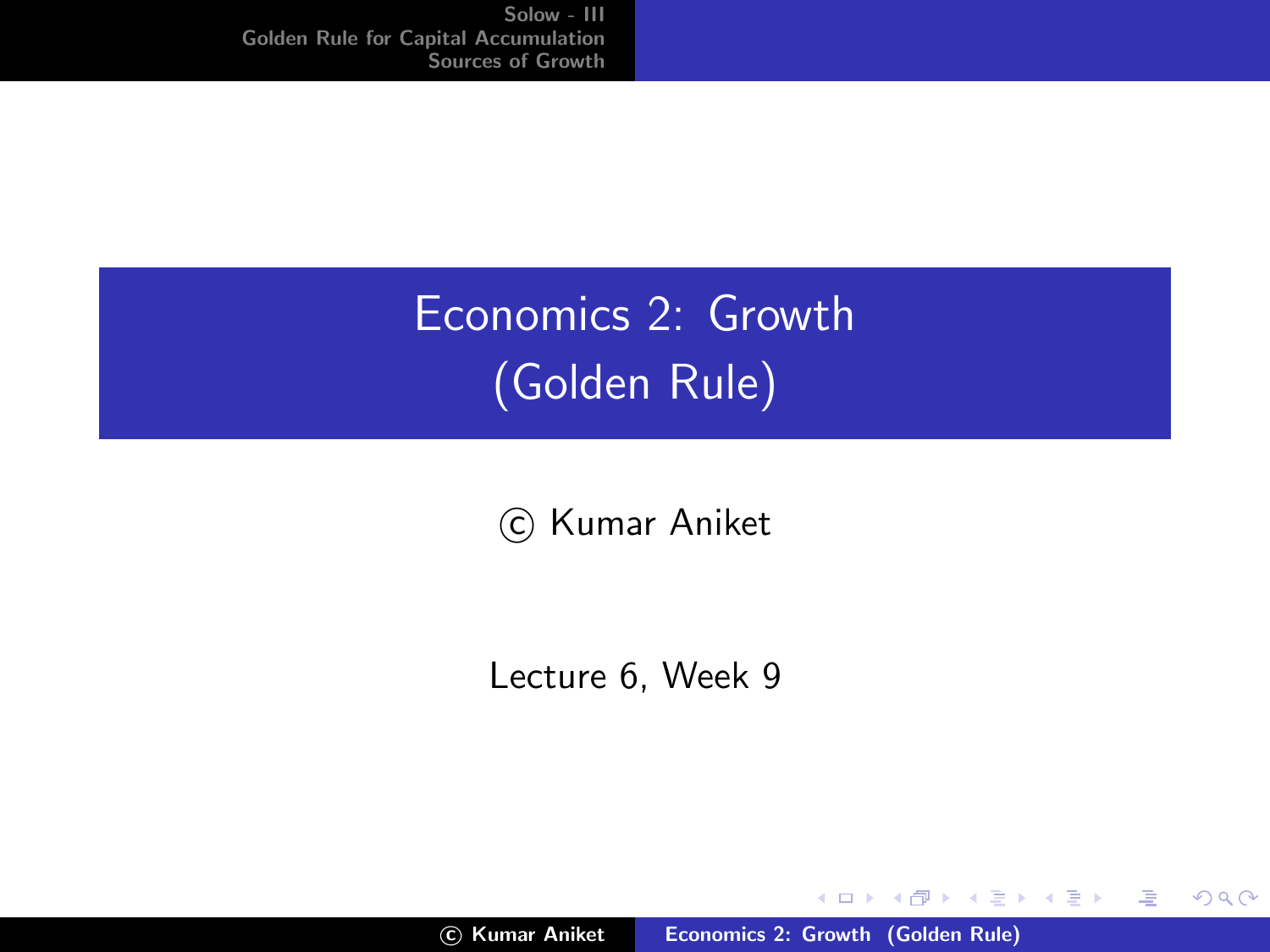# Economics 2: Growth (Golden Rule)

© Kumar Aniket

Lecture 6, Week 9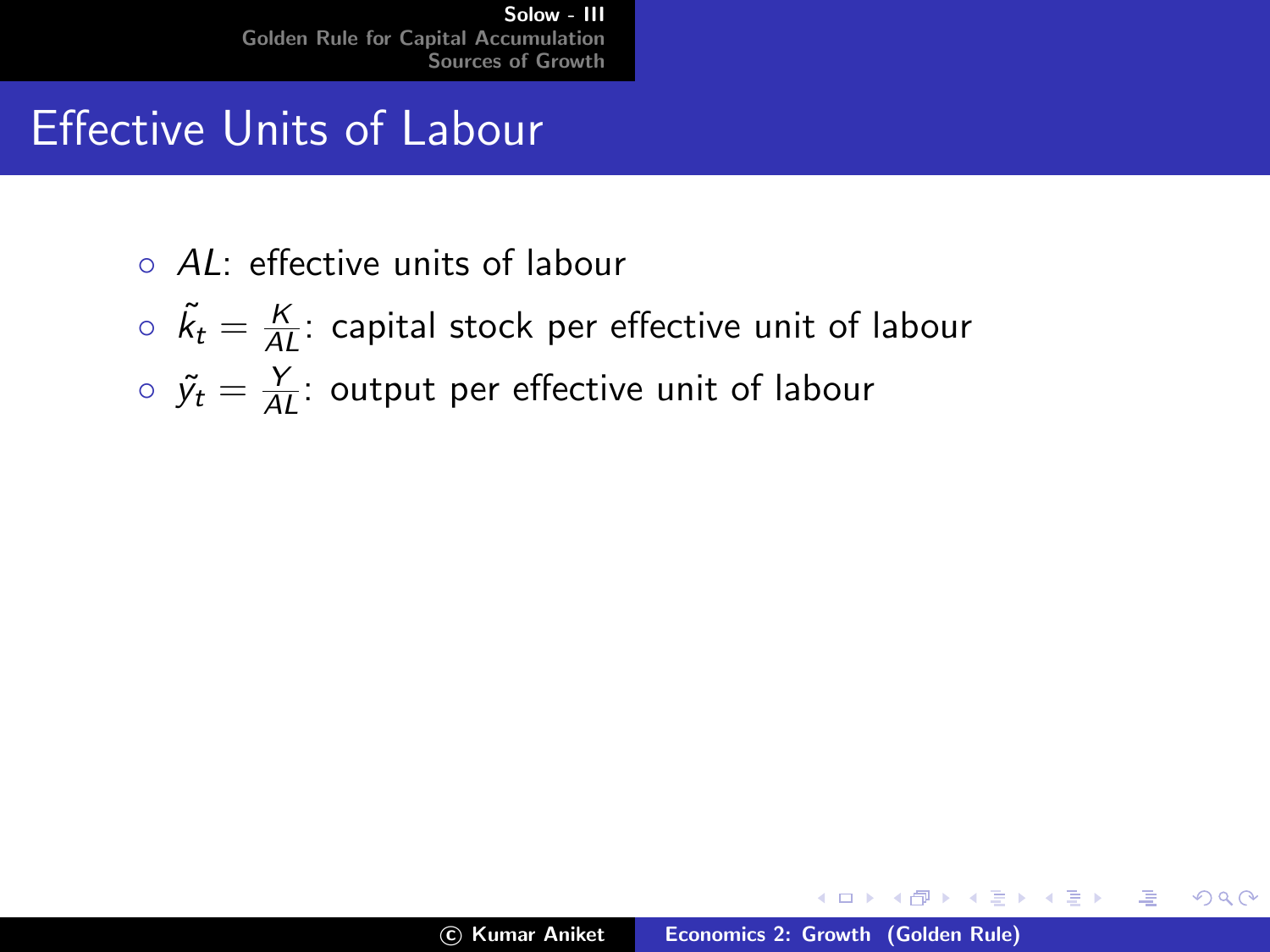# Effective Units of Labour

- $AL$: effective units of labour
- $\tilde{k}_t = \frac{K}{AL}$: capital stock per effective unit of labour
- $\tilde{y}_t = \frac{Y}{AL}$: output per effective unit of labour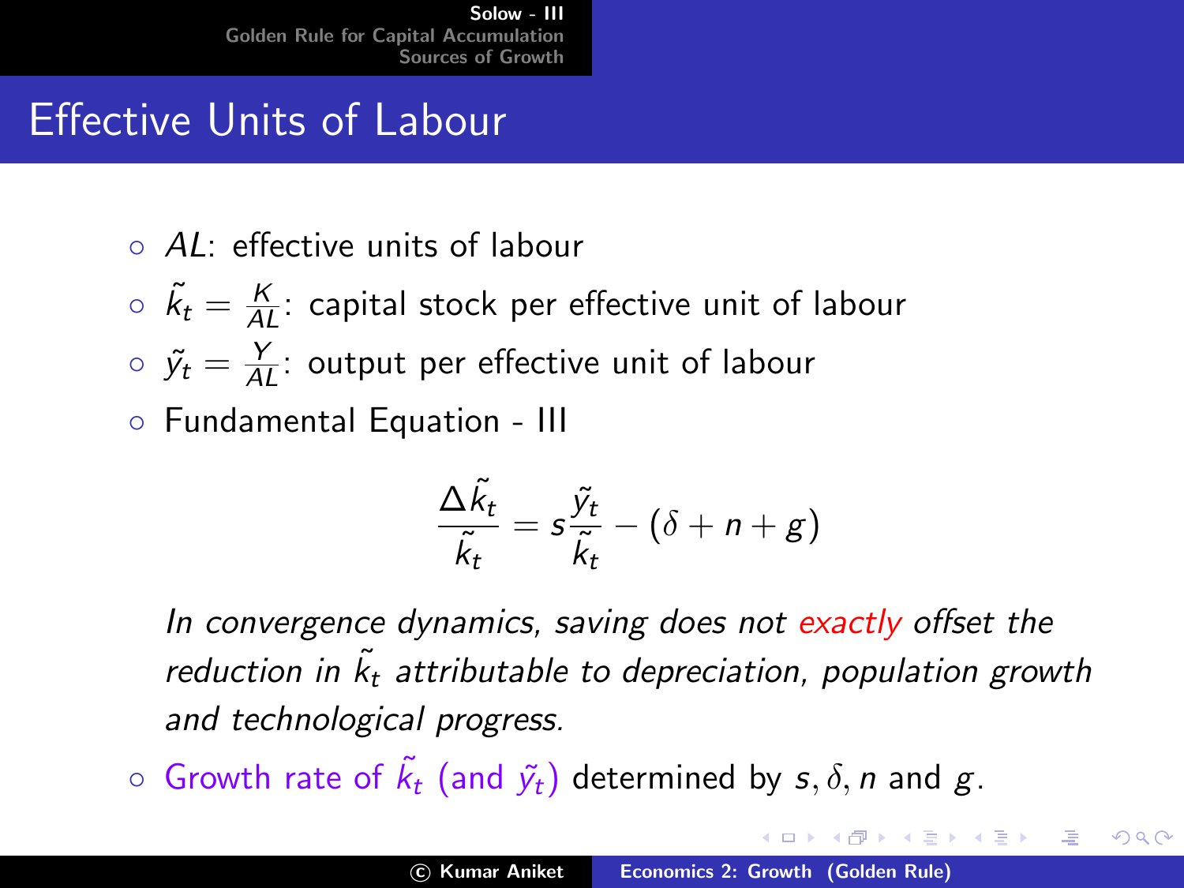# Effective Units of Labour

- $AL$: effective units of labour
- $\tilde{k}_t = \frac{K}{AL}$: capital stock per effective unit of labour
- $\tilde{y}_t = \frac{Y}{AL}$: output per effective unit of labour
- Fundamental Equation - III

$$\frac{\Delta \tilde{k}_t}{\tilde{k}_t} = s\frac{\tilde{y}_t}{\tilde{k}_t} - (\delta + n + g)$$

  *In convergence dynamics, saving does not exactly offset the reduction in $\tilde{k}_t$ attributable to depreciation, population growth and technological progress.*

- Growth rate of $\tilde{k}_t$ (and $\tilde{y}_t$) determined by $s, \delta, n$ and $g$.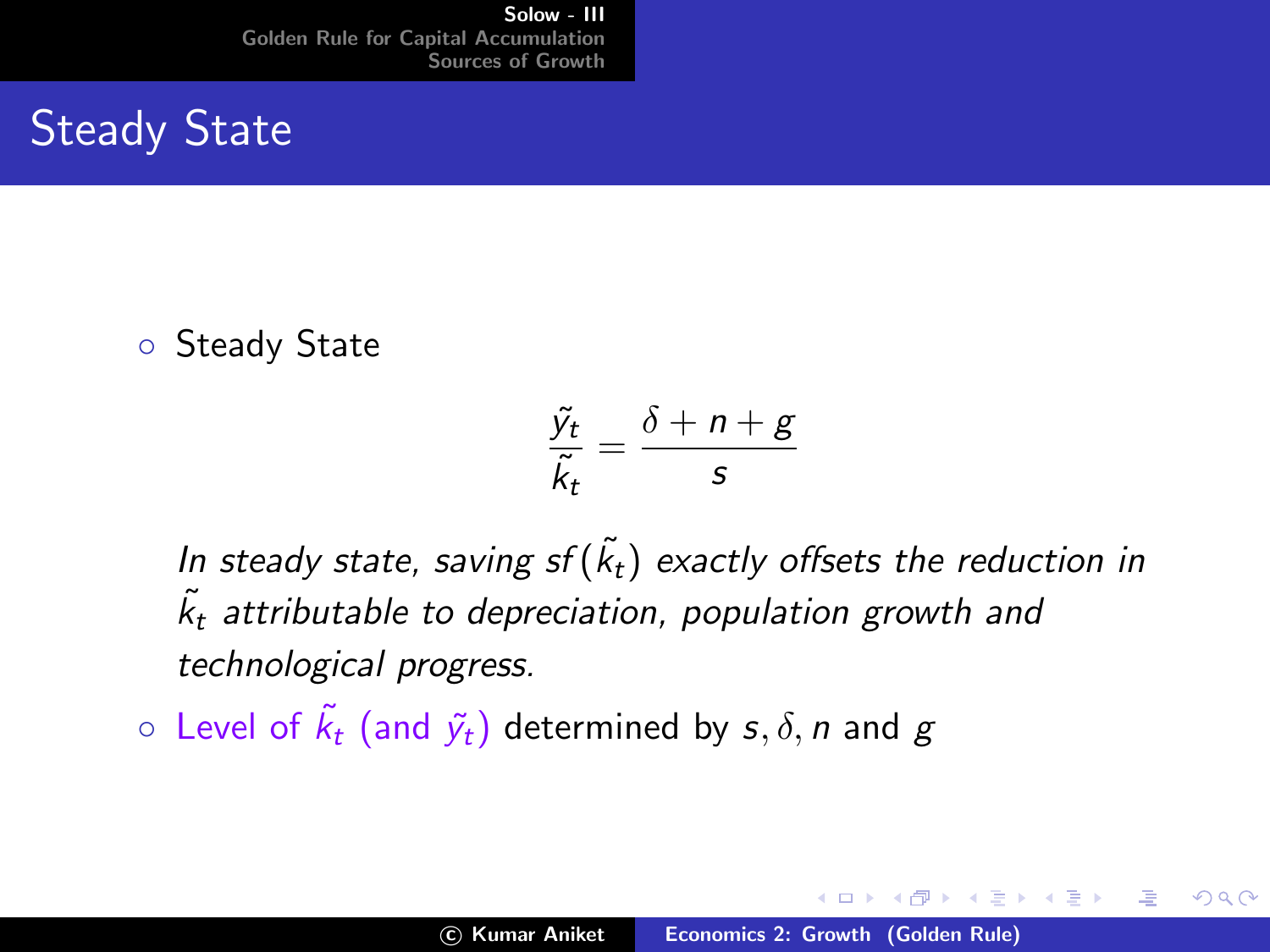# Steady State

- Steady State

$$\frac{\tilde{y}_t}{\tilde{k}_t} = \frac{\delta + n + g}{s}$$

*In steady state, saving $sf(\tilde{k}_t)$ exactly offsets the reduction in $\tilde{k}_t$ attributable to depreciation, population growth and technological progress.*

- Level of $\tilde{k}_t$ (and $\tilde{y}_t$) determined by $s, \delta, n$ and $g$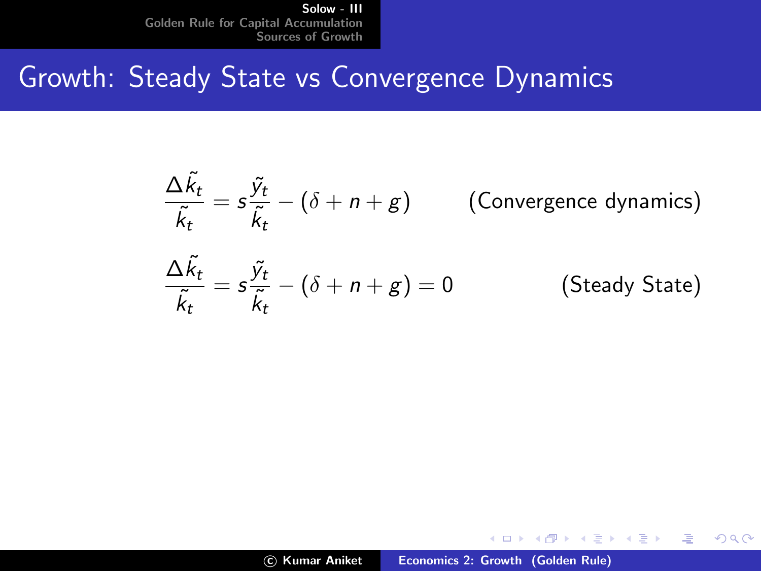# Growth: Steady State vs Convergence Dynamics

$$\frac{\Delta \tilde{k}_t}{\tilde{k}_t} = s\frac{\tilde{y}_t}{\tilde{k}_t} - (\delta + n + g) \qquad \text{(Convergence dynamics)}$$

$$\frac{\Delta \tilde{k}_t}{\tilde{k}_t} = s\frac{\tilde{y}_t}{\tilde{k}_t} - (\delta + n + g) = 0 \qquad \text{(Steady State)}$$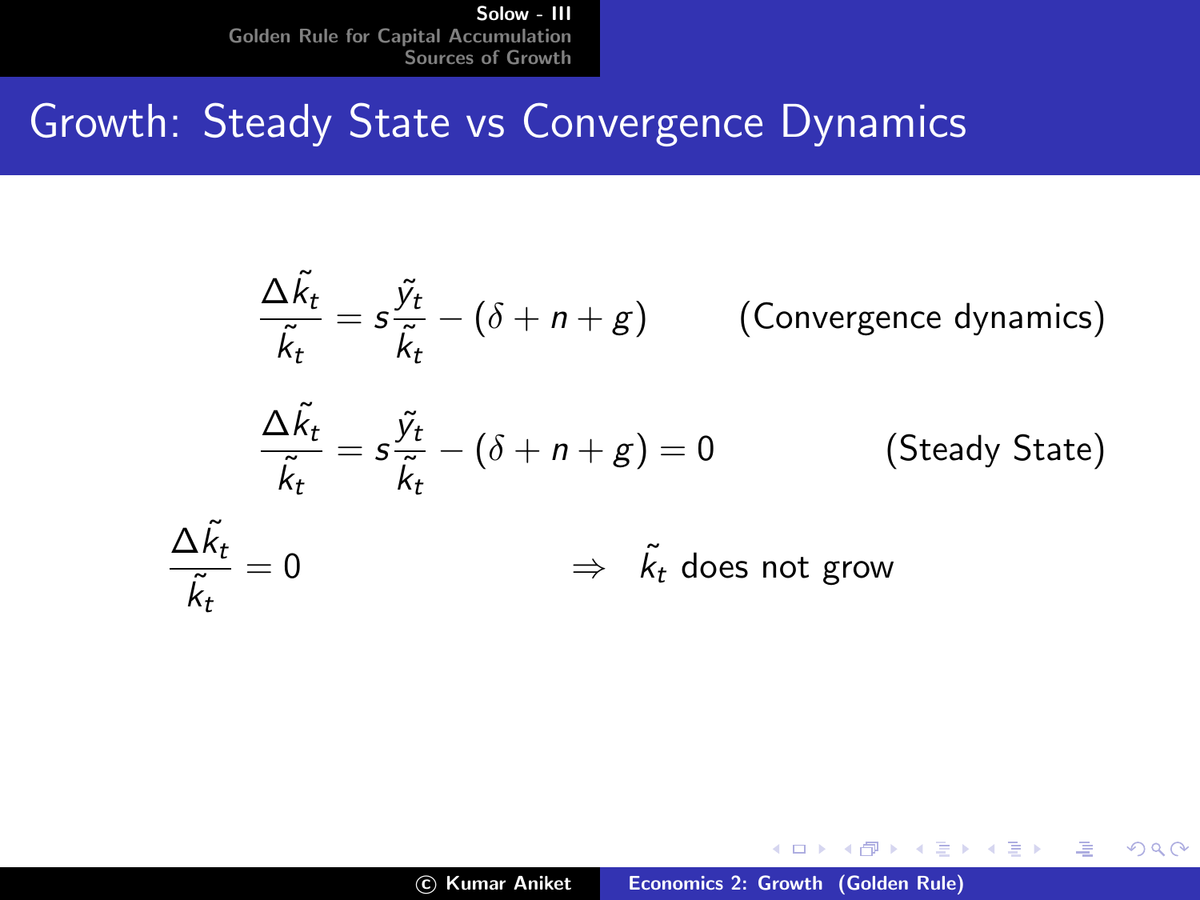# Growth: Steady State vs Convergence Dynamics

$$\frac{\Delta \tilde{k}_t}{\tilde{k}_t} = s\frac{\tilde{y}_t}{\tilde{k}_t} - (\delta + n + g) \qquad \text{(Convergence dynamics)}$$

$$\frac{\Delta \tilde{k}_t}{\tilde{k}_t} = s\frac{\tilde{y}_t}{\tilde{k}_t} - (\delta + n + g) = 0 \qquad \text{(Steady State)}$$

$$\frac{\Delta \tilde{k}_t}{\tilde{k}_t} = 0 \qquad \Rightarrow \quad \tilde{k}_t \text{ does not grow}$$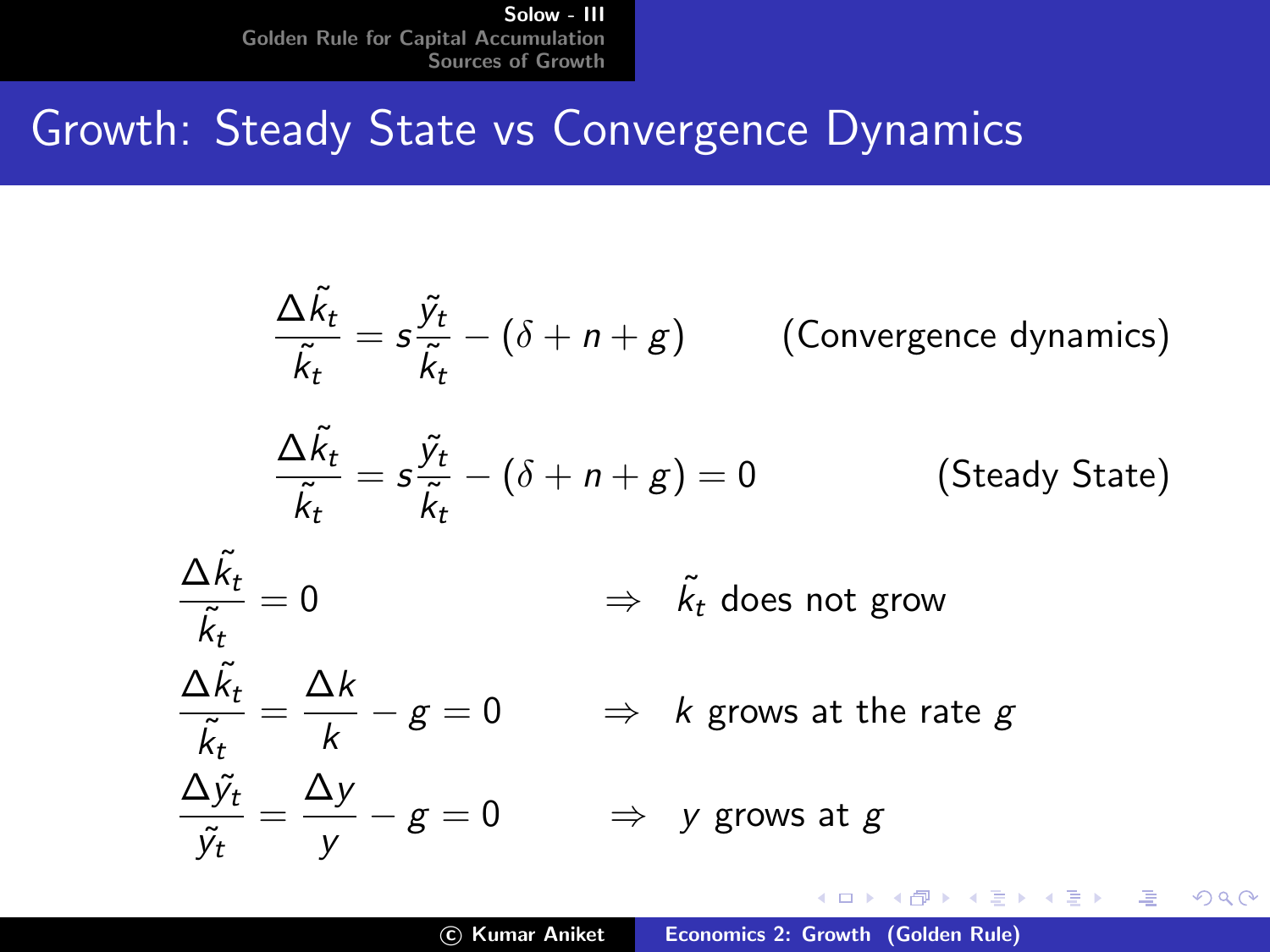# Growth: Steady State vs Convergence Dynamics

$$\frac{\Delta \tilde{k}_t}{\tilde{k}_t} = s\frac{\tilde{y}_t}{\tilde{k}_t} - (\delta + n + g) \qquad \text{(Convergence dynamics)}$$

$$\frac{\Delta \tilde{k}_t}{\tilde{k}_t} = s\frac{\tilde{y}_t}{\tilde{k}_t} - (\delta + n + g) = 0 \qquad \text{(Steady State)}$$

$$\frac{\Delta \tilde{k}_t}{\tilde{k}_t} = 0 \qquad \Rightarrow \quad \tilde{k}_t \text{ does not grow}$$

$$\frac{\Delta \tilde{k}_t}{\tilde{k}_t} = \frac{\Delta k}{k} - g = 0 \qquad \Rightarrow \quad k \text{ grows at the rate } g$$

$$\frac{\Delta \tilde{y}_t}{\tilde{y}_t} = \frac{\Delta y}{y} - g = 0 \qquad \Rightarrow \quad y \text{ grows at } g$$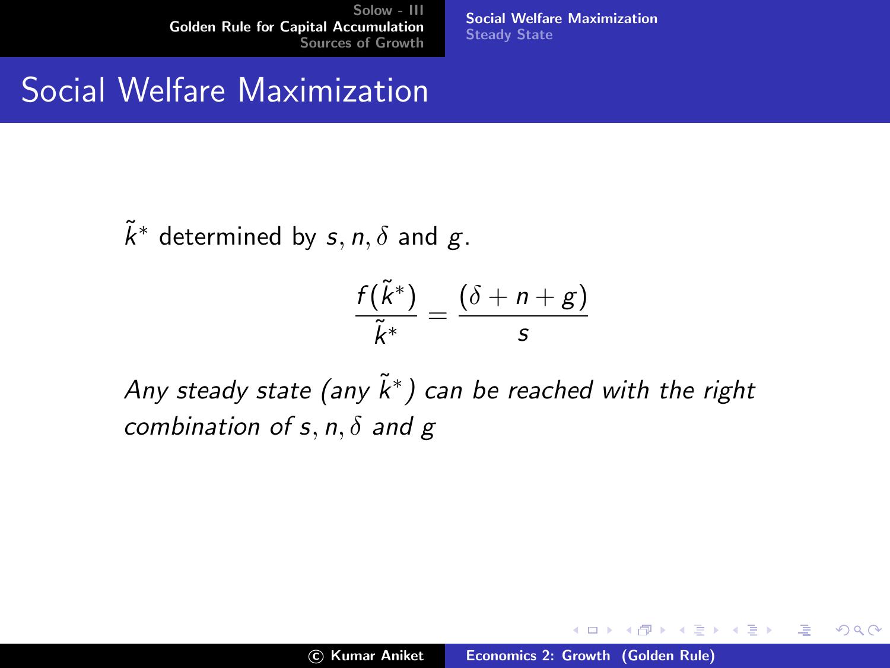# Social Welfare Maximization

$\tilde{k}^*$ determined by $s, n, \delta$ and $g$.

$$\frac{f(\tilde{k}^*)}{\tilde{k}^*} = \frac{(\delta + n + g)}{s}$$

*Any steady state (any $\tilde{k}^*$) can be reached with the right combination of $s, n, \delta$ and $g$*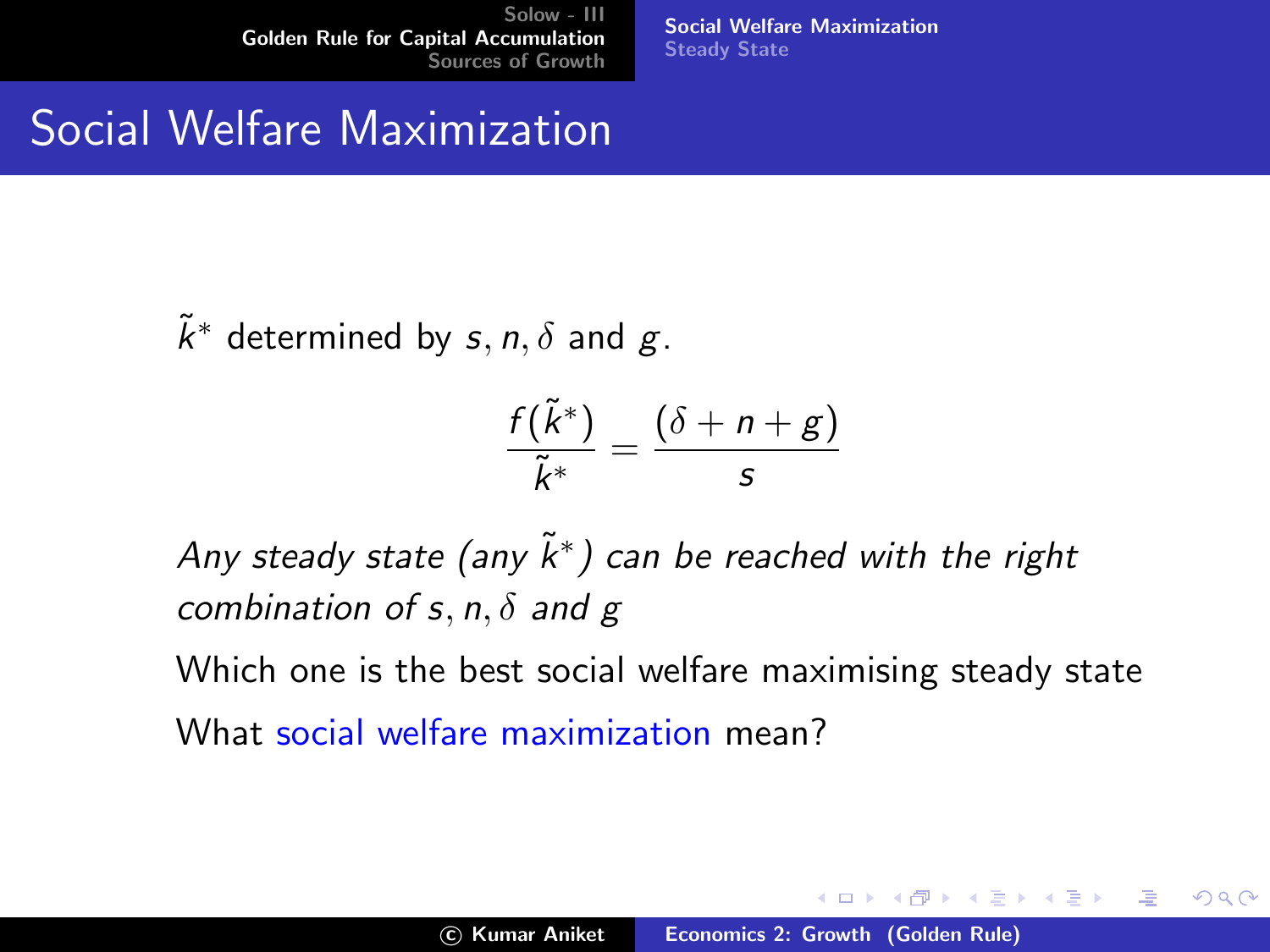# Social Welfare Maximization

$\tilde{k}^*$ determined by $s, n, \delta$ and $g$.

$$\frac{f(\tilde{k}^*)}{\tilde{k}^*} = \frac{(\delta + n + g)}{s}$$

*Any steady state (any $\tilde{k}^*$) can be reached with the right combination of $s, n, \delta$ and $g$*

Which one is the best social welfare maximising steady state

What social welfare maximization mean?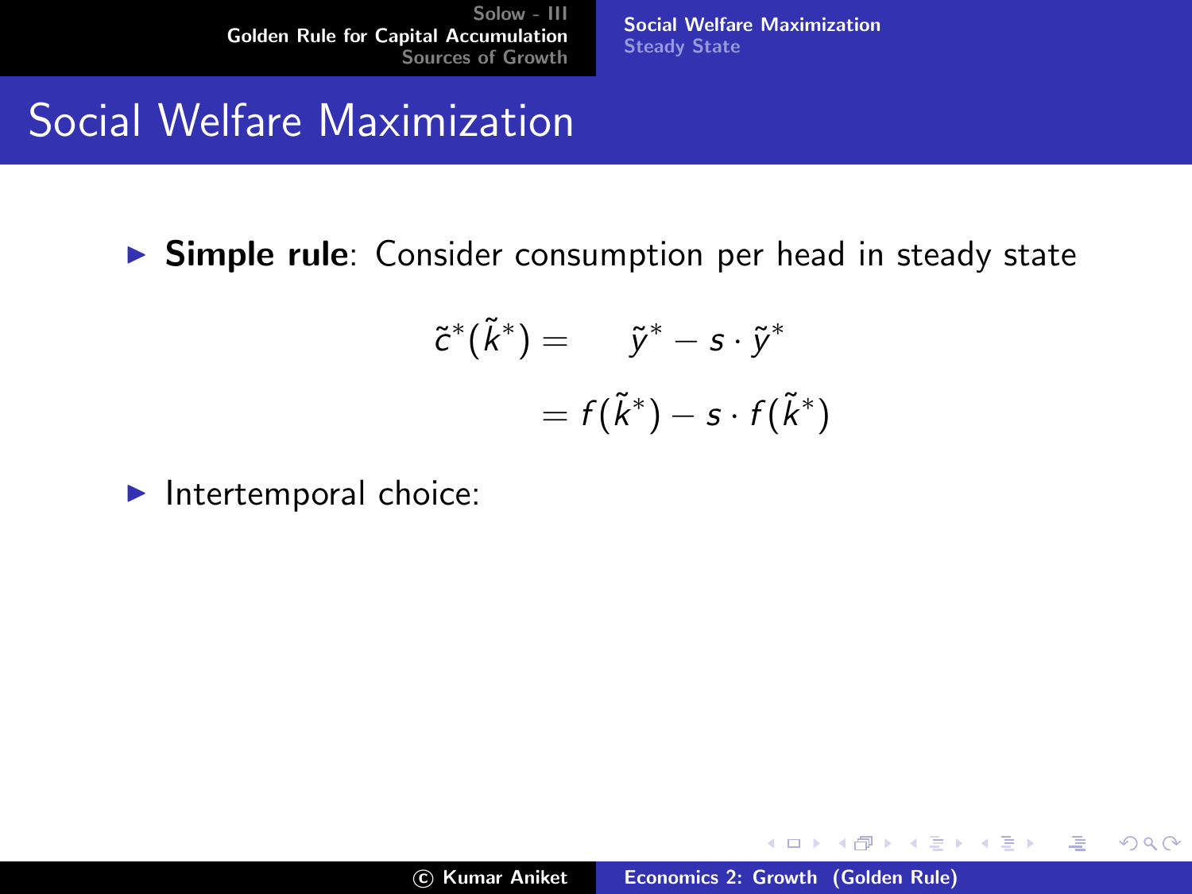# Social Welfare Maximization

- **Simple rule**: Consider consumption per head in steady state

$$
\begin{aligned}
\tilde{c}^*(\tilde{k}^*) &= \tilde{y}^* - s \cdot \tilde{y}^* \\
&= f(\tilde{k}^*) - s \cdot f(\tilde{k}^*)
\end{aligned}
$$

- Intertemporal choice: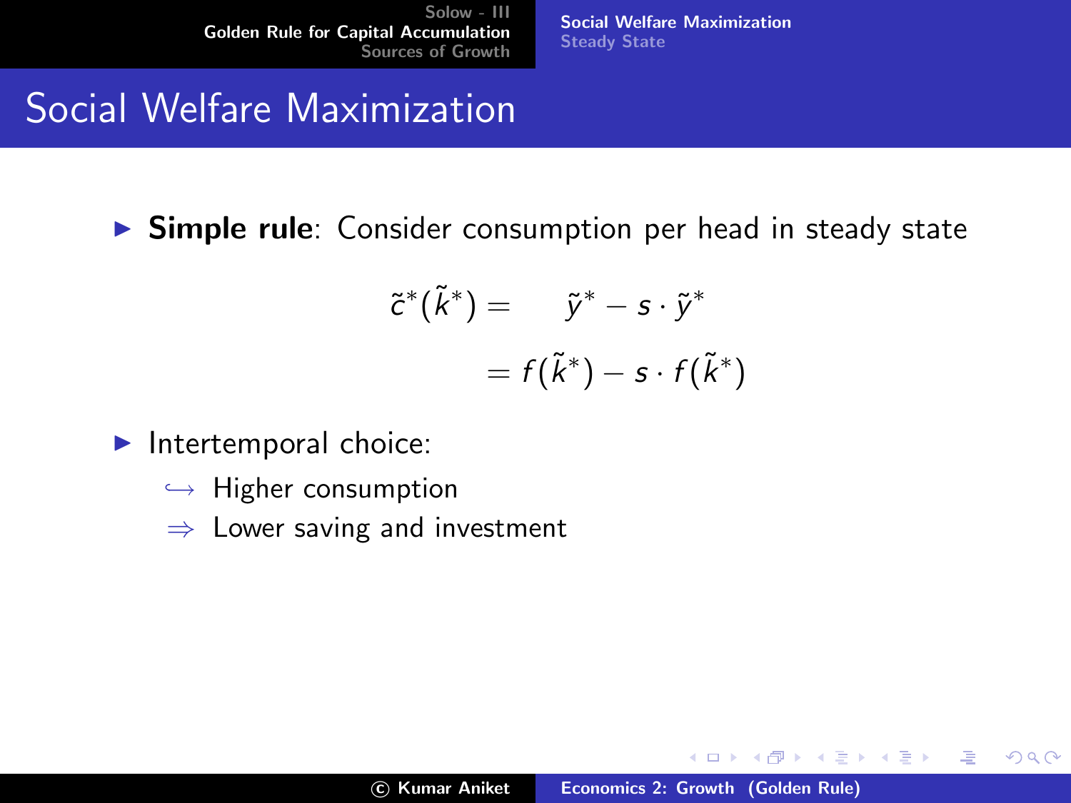# Social Welfare Maximization

- **Simple rule**: Consider consumption per head in steady state

$$
\begin{aligned}
\tilde{c}^*(\tilde{k}^*) &= \quad \tilde{y}^* - s \cdot \tilde{y}^* \\
&= f(\tilde{k}^*) - s \cdot f(\tilde{k}^*)
\end{aligned}
$$

- Intertemporal choice:
  - $\hookrightarrow$ Higher consumption
  - $\Rightarrow$ Lower saving and investment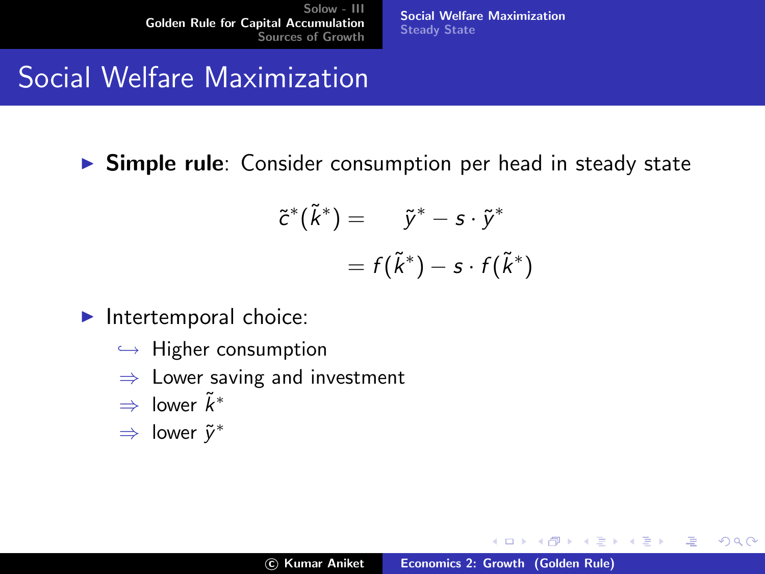# Social Welfare Maximization

- **Simple rule**: Consider consumption per head in steady state

$$
\begin{aligned}
\tilde{c}^*(\tilde{k}^*) &= \quad \tilde{y}^* - s \cdot \tilde{y}^* \\
&= f(\tilde{k}^*) - s \cdot f(\tilde{k}^*)
\end{aligned}
$$

- Intertemporal choice:
  - $\hookrightarrow$ Higher consumption
  - $\Rightarrow$ Lower saving and investment
  - $\Rightarrow$ lower $\tilde{k}^*$
  - $\Rightarrow$ lower $\tilde{y}^*$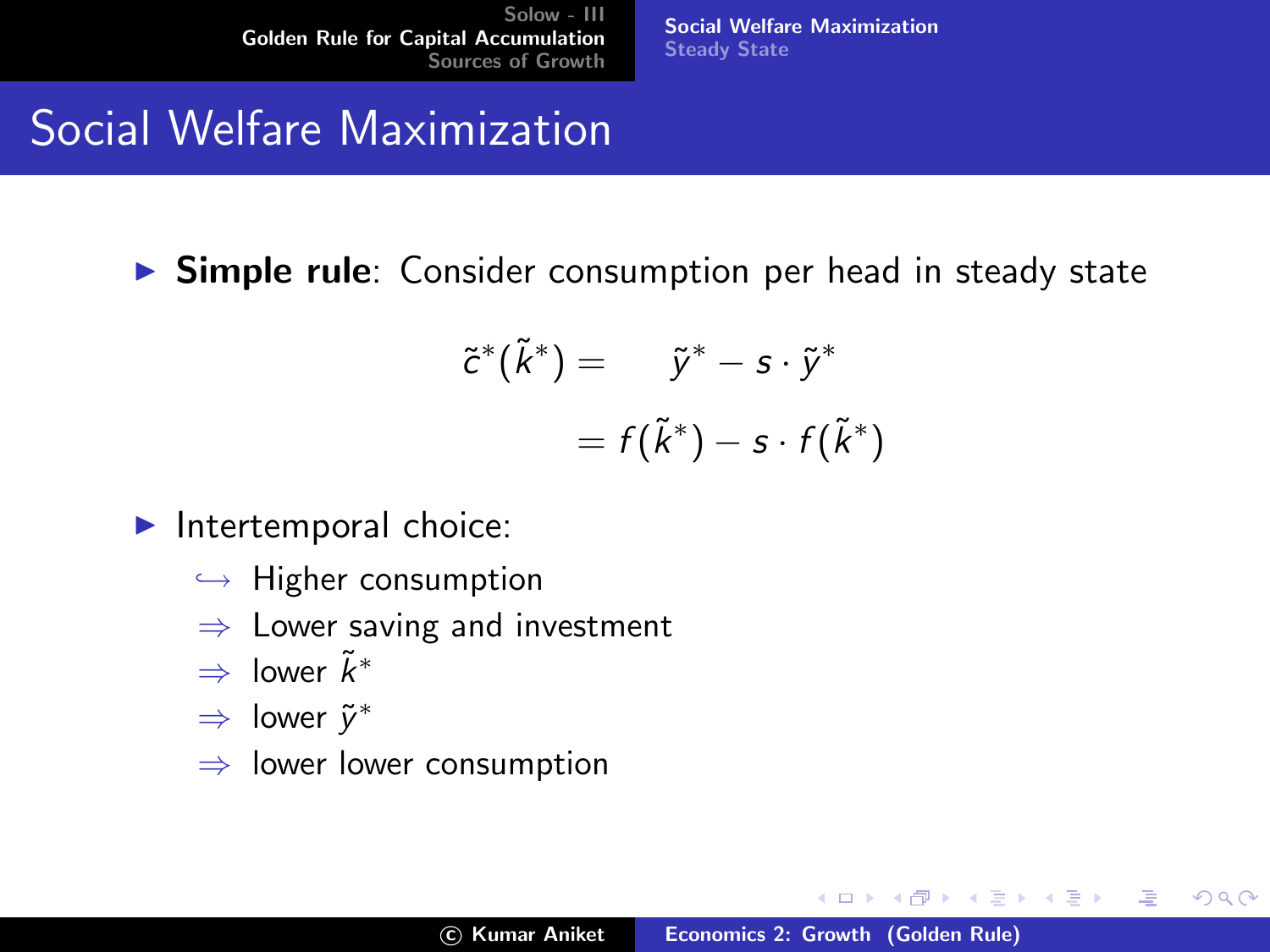# Social Welfare Maximization

- **Simple rule**: Consider consumption per head in steady state

$$
\begin{aligned}
\tilde{c}^*(\tilde{k}^*) &= \quad \tilde{y}^* - s \cdot \tilde{y}^* \\
&= f(\tilde{k}^*) - s \cdot f(\tilde{k}^*)
\end{aligned}
$$

- Intertemporal choice:
  - $\hookrightarrow$ Higher consumption
  - $\Rightarrow$ Lower saving and investment
  - $\Rightarrow$ lower $\tilde{k}^*$
  - $\Rightarrow$ lower $\tilde{y}^*$
  - $\Rightarrow$ lower lower consumption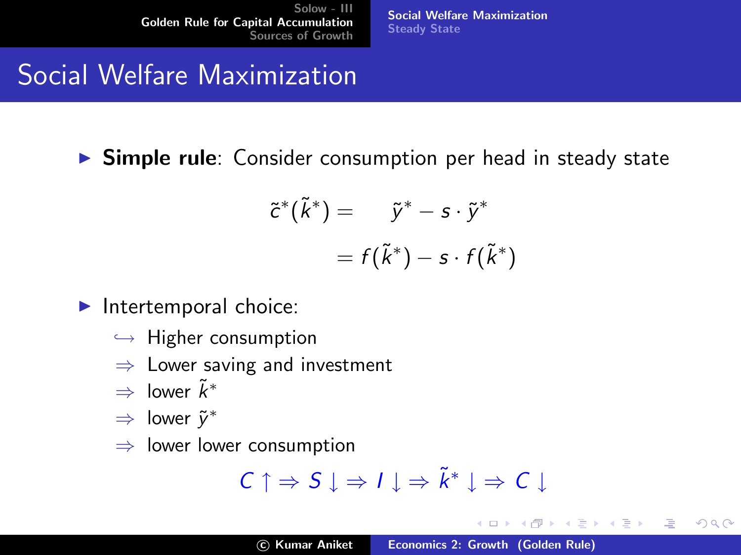# Social Welfare Maximization

- **Simple rule**: Consider consumption per head in steady state

$$
\begin{aligned}
\tilde{c}^*(\tilde{k}^*) &= \quad \tilde{y}^* - s \cdot \tilde{y}^* \\
&= f(\tilde{k}^*) - s \cdot f(\tilde{k}^*)
\end{aligned}
$$

- Intertemporal choice:
  - $\hookrightarrow$ Higher consumption
  - $\Rightarrow$ Lower saving and investment
  - $\Rightarrow$ lower $\tilde{k}^*$
  - $\Rightarrow$ lower $\tilde{y}^*$
  - $\Rightarrow$ lower lower consumption

$$C \uparrow \Rightarrow S \downarrow \Rightarrow I \downarrow \Rightarrow \tilde{k}^* \downarrow \Rightarrow C \downarrow$$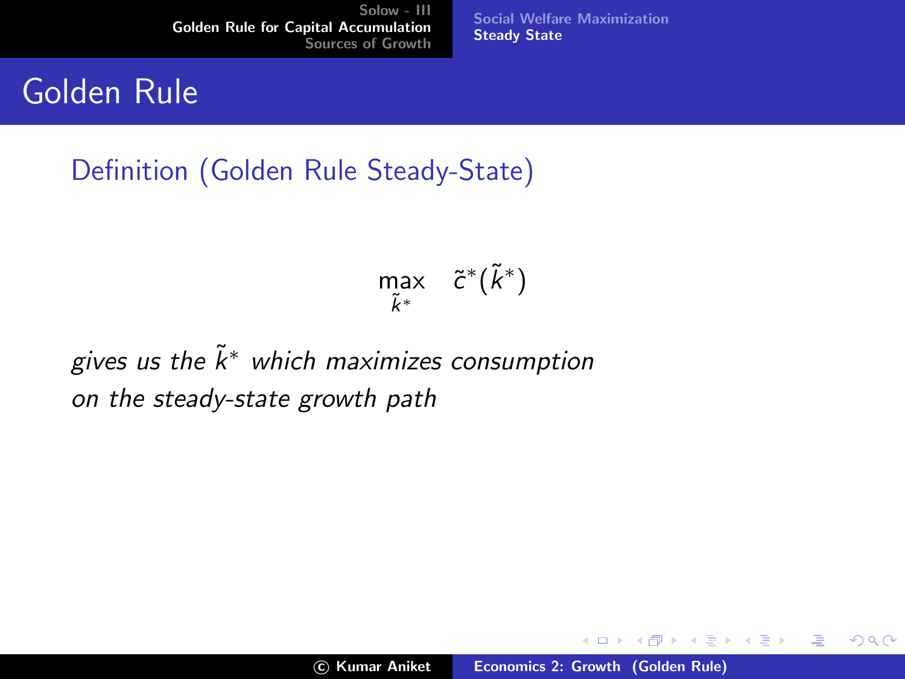# Golden Rule

## Definition (Golden Rule Steady-State)

$$\max_{\tilde{k}^*} \quad \tilde{c}^*(\tilde{k}^*)$$

*gives us the $\tilde{k}^*$ which maximizes consumption on the steady-state growth path*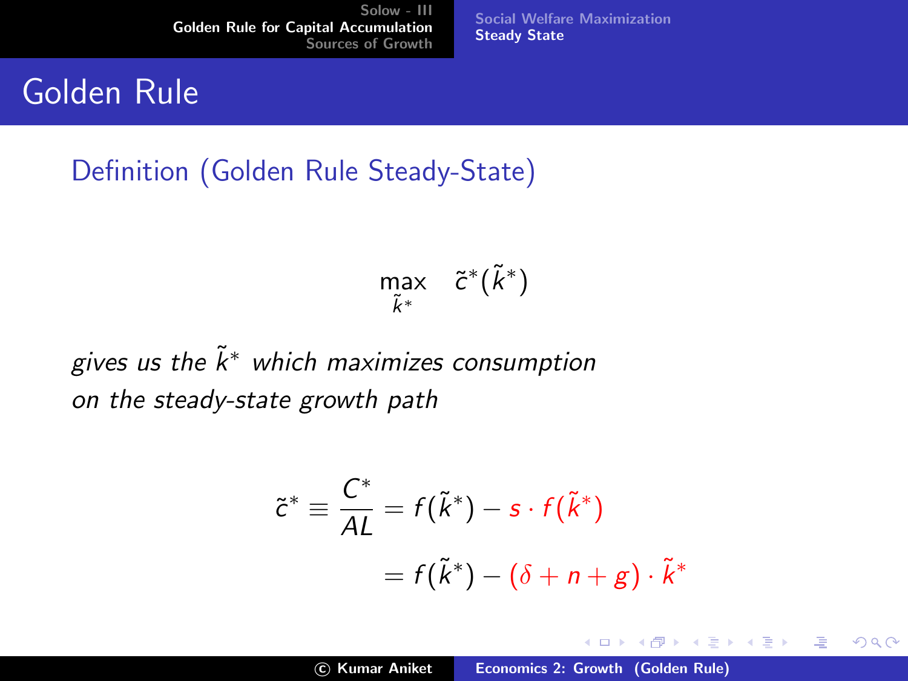# Golden Rule

## Definition (Golden Rule Steady-State)

$$\max_{\tilde{k}^*} \quad \tilde{c}^*(\tilde{k}^*)$$

*gives us the* $\tilde{k}^*$ *which maximizes consumption on the steady-state growth path*

$$\tilde{c}^* \equiv \frac{C^*}{AL} = f(\tilde{k}^*) - s \cdot f(\tilde{k}^*)$$

$$= f(\tilde{k}^*) - (\delta + n + g) \cdot \tilde{k}^*$$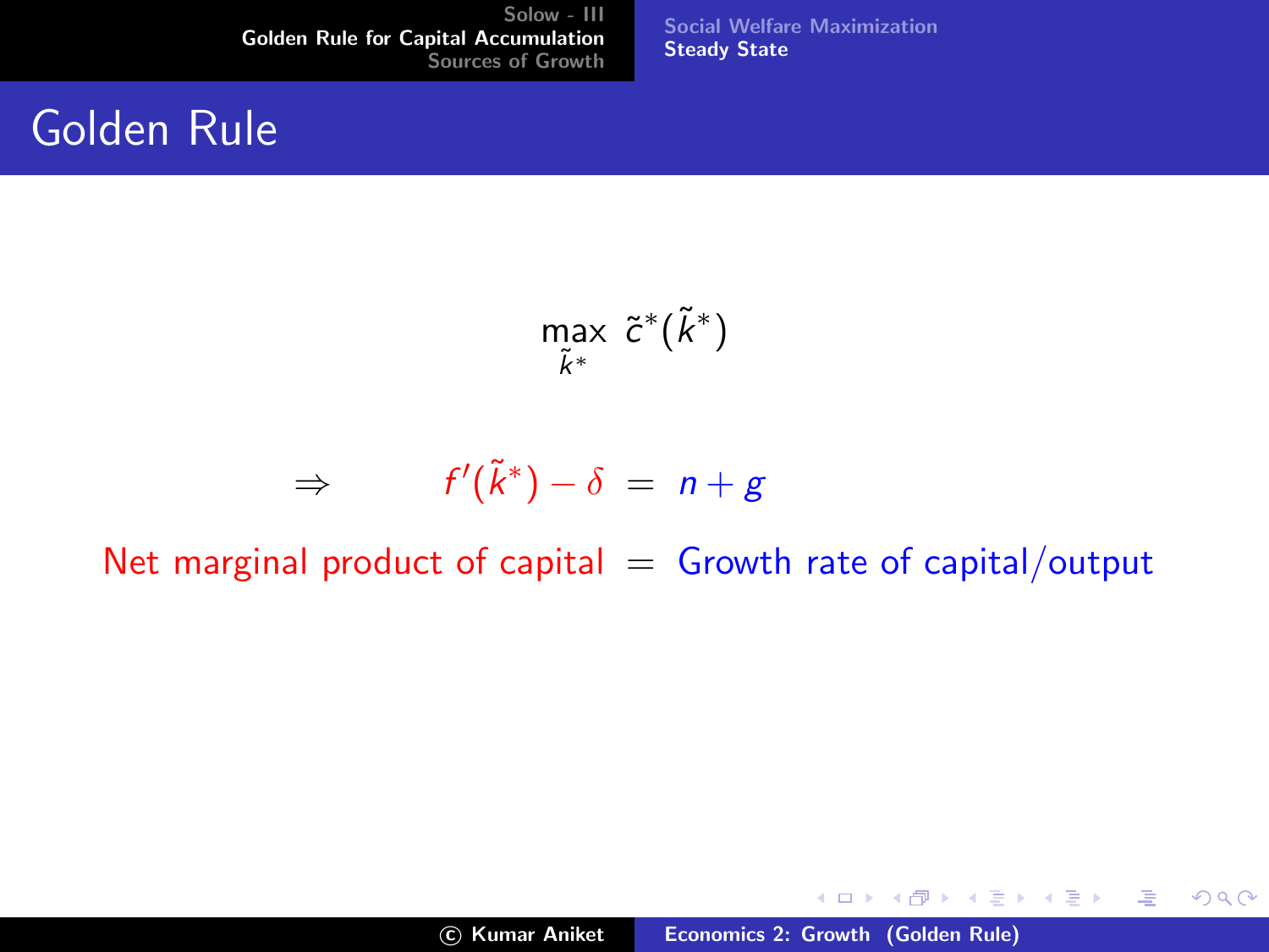# Golden Rule

$$\max_{\tilde{k}^*} \; \tilde{c}^*(\tilde{k}^*)$$

$$\Rightarrow \qquad f'(\tilde{k}^*) - \delta \;=\; n + g$$

Net marginal product of capital = Growth rate of capital/output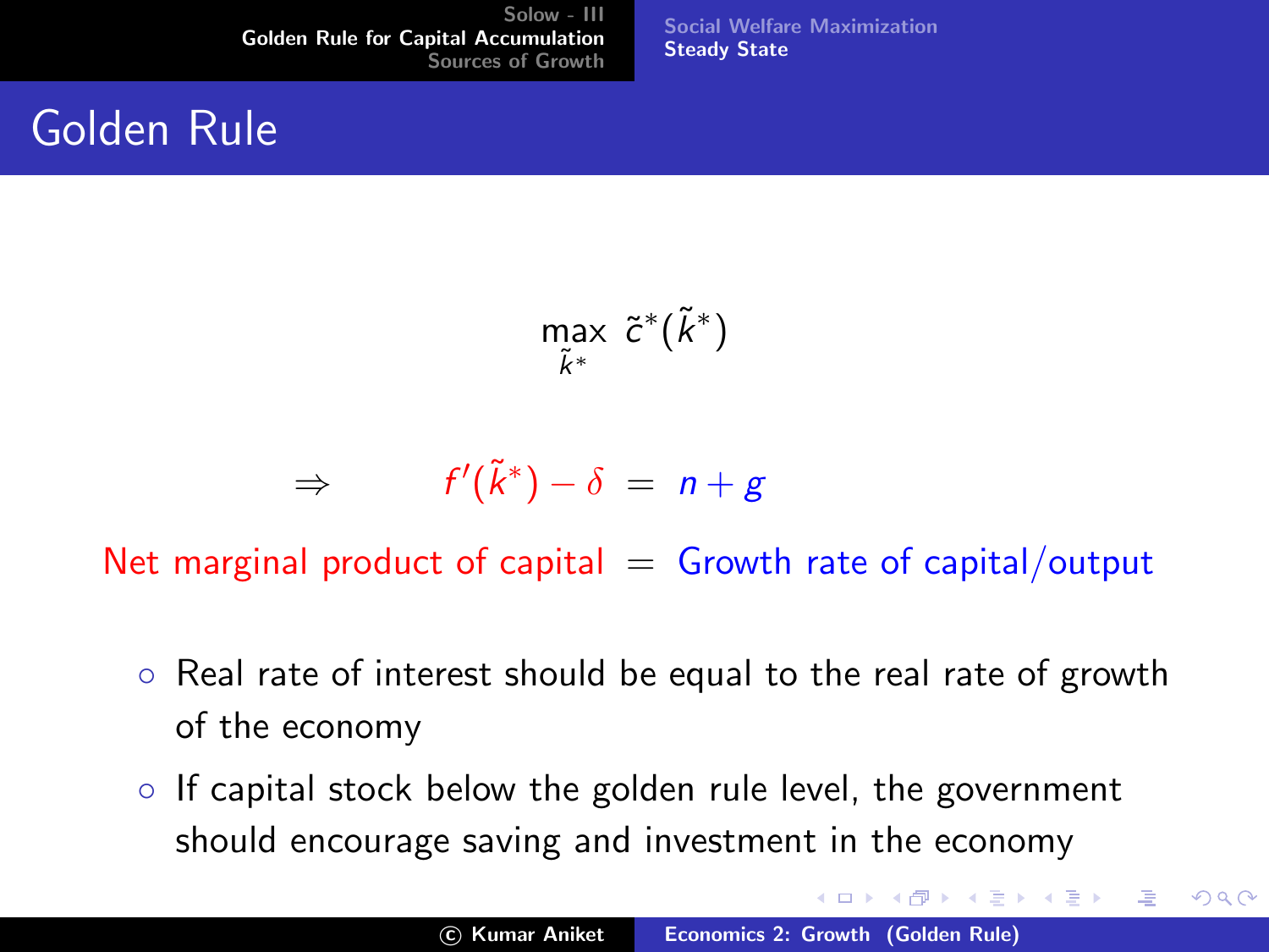# Golden Rule

$$\max_{\tilde{k}^*} \ \tilde{c}^*(\tilde{k}^*)$$

$$\Rightarrow \qquad f'(\tilde{k}^*) - \delta \ = \ n + g$$

Net marginal product of capital = Growth rate of capital/output

- Real rate of interest should be equal to the real rate of growth of the economy
- If capital stock below the golden rule level, the government should encourage saving and investment in the economy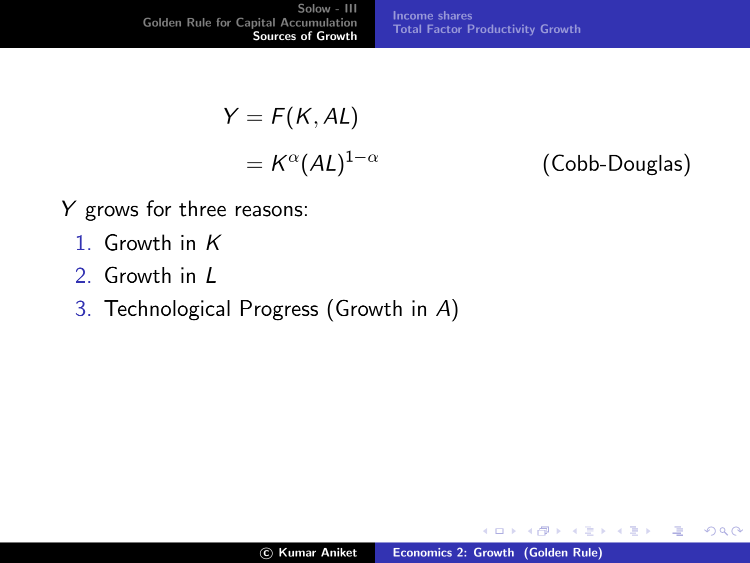$$
\begin{aligned}
Y &= F(K, AL) \\
&= K^{\alpha}(AL)^{1-\alpha} \qquad \text{(Cobb-Douglas)}
\end{aligned}
$$

$Y$ grows for three reasons:

1. Growth in $K$
2. Growth in $L$
3. Technological Progress (Growth in $A$)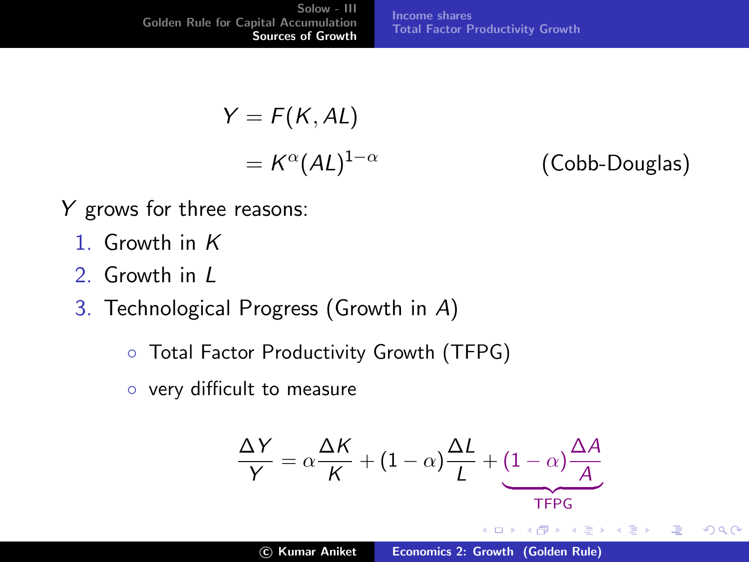$$
\begin{aligned}
Y &= F(K, AL) \\
&= K^{\alpha}(AL)^{1-\alpha} && \text{(Cobb-Douglas)}
\end{aligned}
$$

$Y$ grows for three reasons:

1. Growth in $K$
2. Growth in $L$
3. Technological Progress (Growth in $A$)
   - Total Factor Productivity Growth (TFPG)
   - very difficult to measure

$$
\frac{\Delta Y}{Y} = \alpha \frac{\Delta K}{K} + (1-\alpha)\frac{\Delta L}{L} + \underbrace{(1-\alpha)\frac{\Delta A}{A}}_{\text{TFPG}}
$$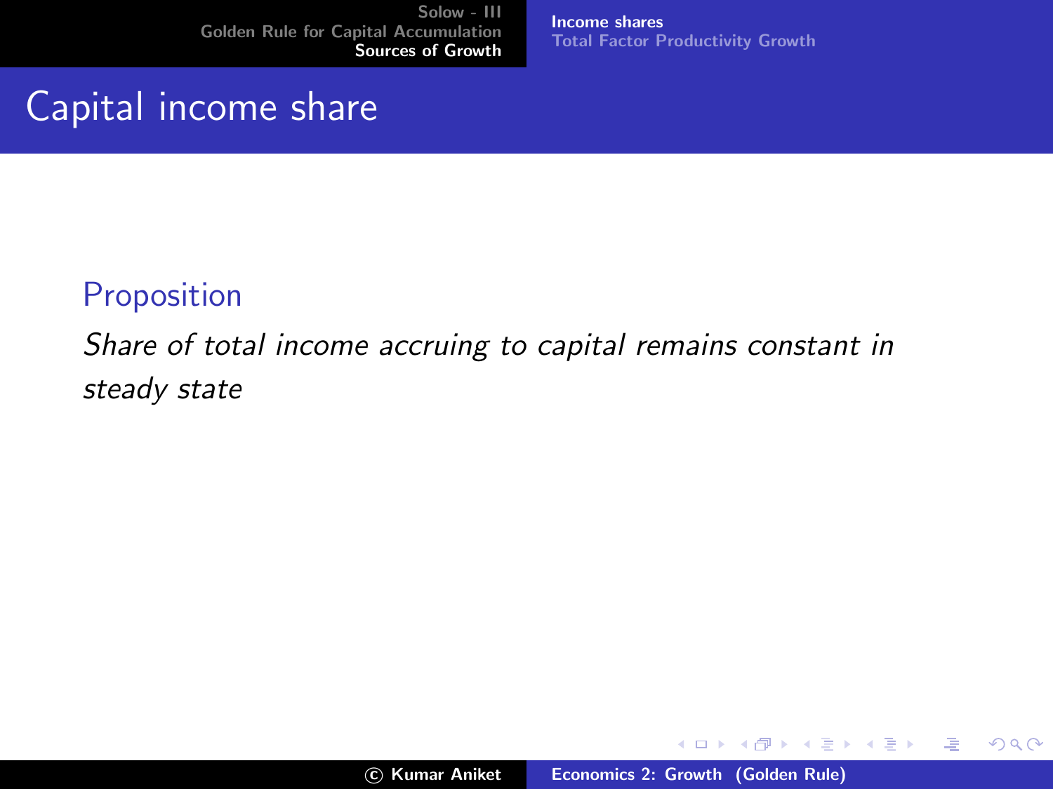# Capital income share

**Proposition**

*Share of total income accruing to capital remains constant in steady state*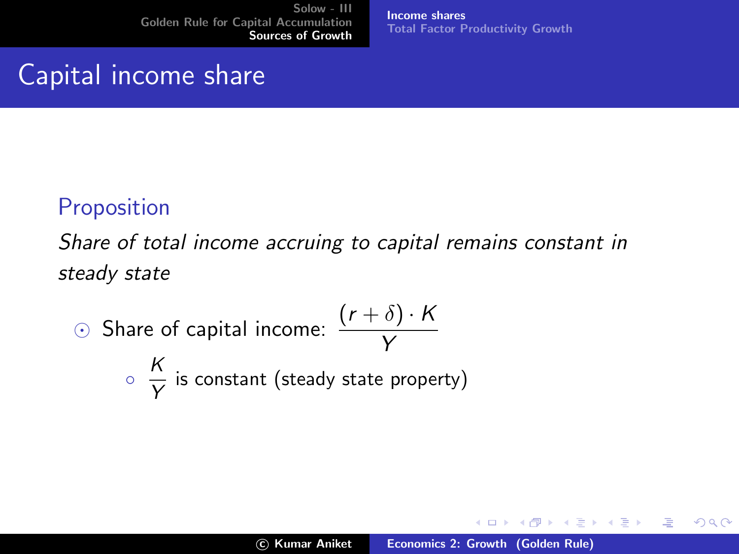# Capital income share

**Proposition**

*Share of total income accruing to capital remains constant in steady state*

- Share of capital income: $\dfrac{(r+\delta)\cdot K}{Y}$
  - $\dfrac{K}{Y}$ is constant (steady state property)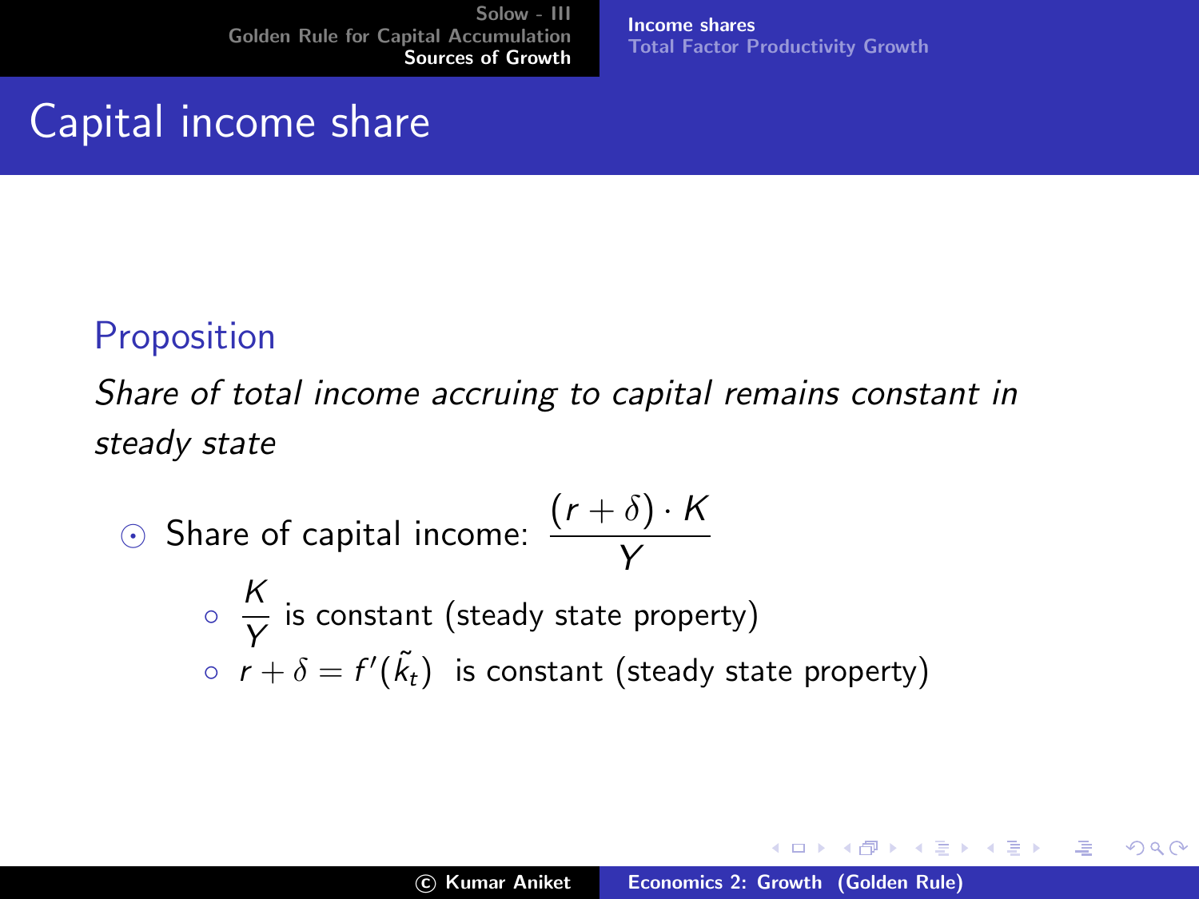# Capital income share

**Proposition**

*Share of total income accruing to capital remains constant in steady state*

- Share of capital income: $\dfrac{(r+\delta)\cdot K}{Y}$
  - $\dfrac{K}{Y}$ is constant (steady state property)
  - $r+\delta = f'(\tilde{k}_t)$ is constant (steady state property)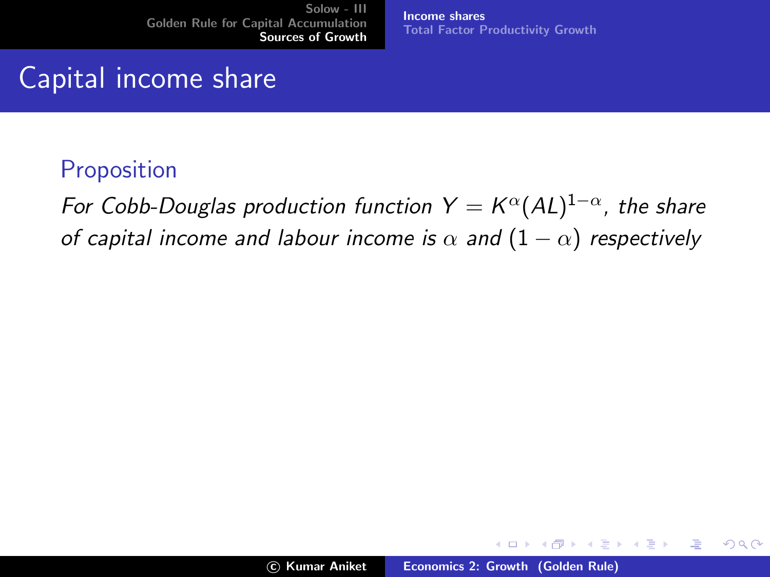# Capital income share

**Proposition**

*For Cobb-Douglas production function $Y = K^{\alpha}(AL)^{1-\alpha}$, the share of capital income and labour income is $\alpha$ and $(1-\alpha)$ respectively*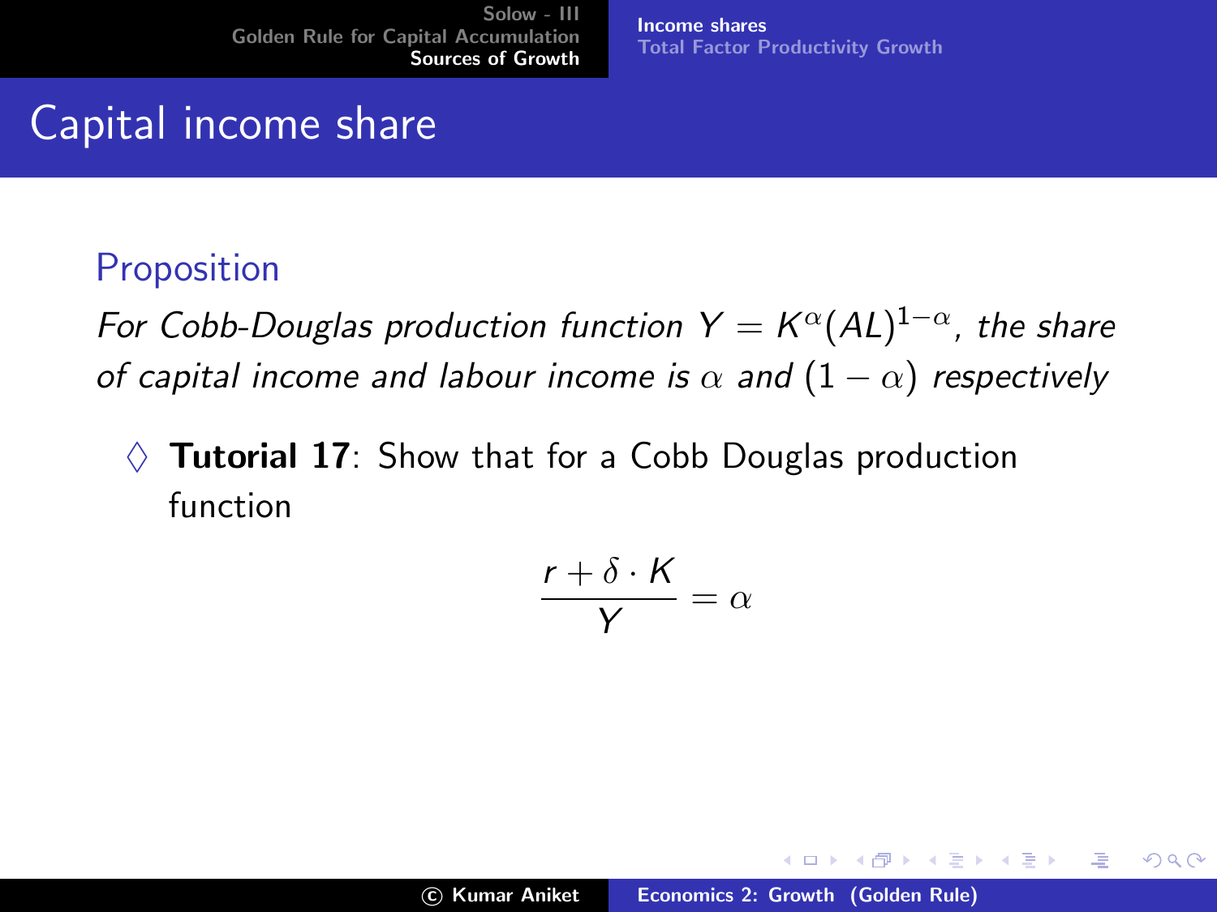# Capital income share

## Proposition

*For Cobb-Douglas production function $Y = K^{\alpha}(AL)^{1-\alpha}$, the share of capital income and labour income is $\alpha$ and $(1-\alpha)$ respectively*

◊ **Tutorial 17**: Show that for a Cobb Douglas production function

$$\frac{r + \delta \cdot K}{Y} = \alpha$$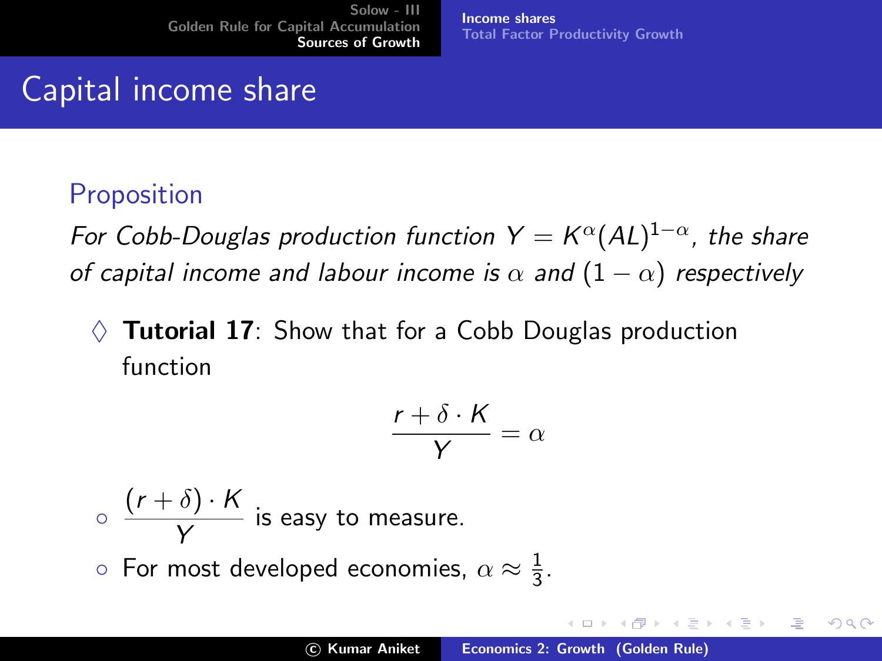# Capital income share

## Proposition

*For Cobb-Douglas production function $Y = K^{\alpha}(AL)^{1-\alpha}$, the share of capital income and labour income is $\alpha$ and $(1-\alpha)$ respectively*

◊ **Tutorial 17**: Show that for a Cobb Douglas production function

$$\frac{r + \delta \cdot K}{Y} = \alpha$$

- $\dfrac{(r+\delta) \cdot K}{Y}$ is easy to measure.
- For most developed economies, $\alpha \approx \frac{1}{3}$.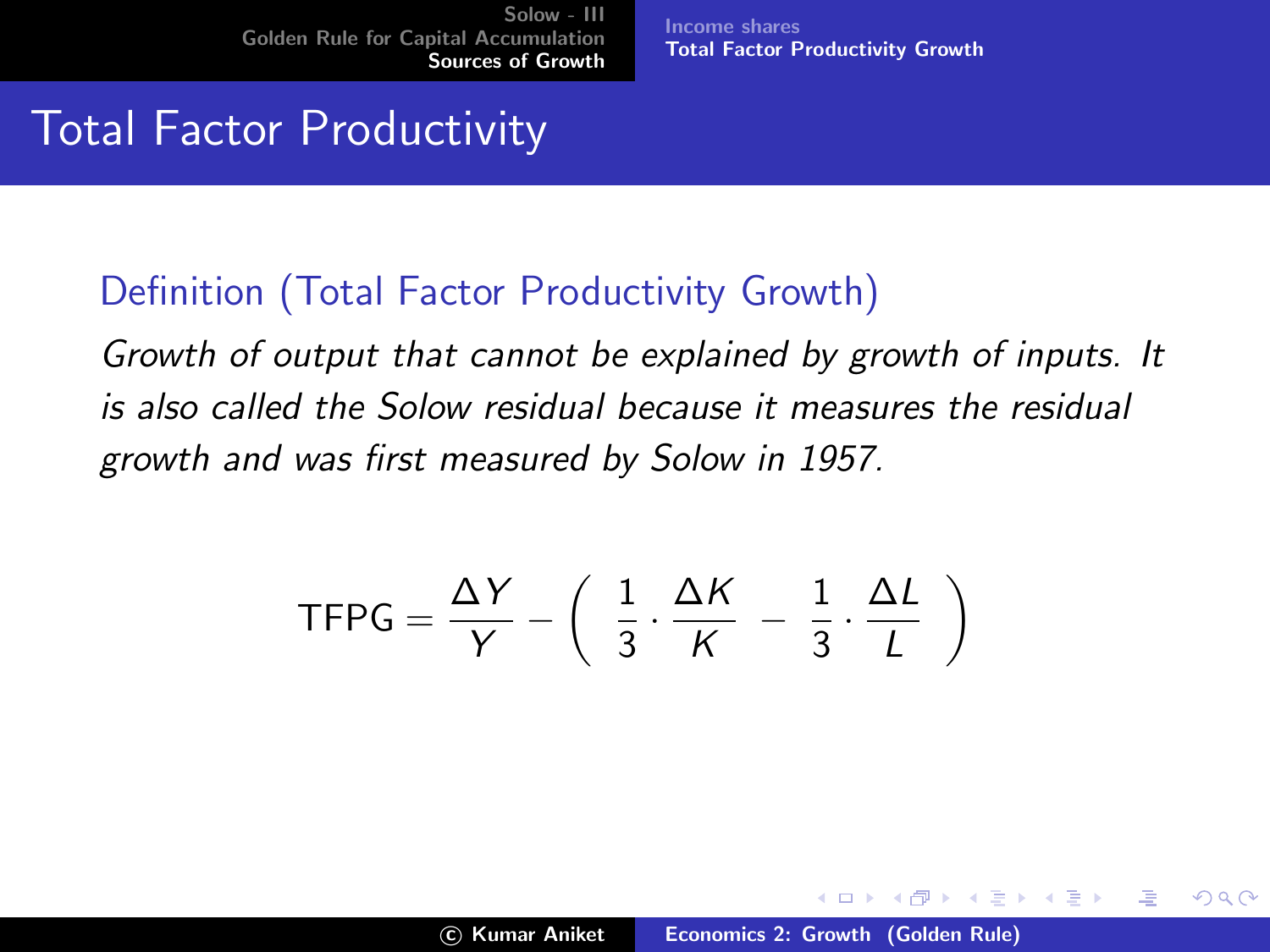# Total Factor Productivity

**Definition (Total Factor Productivity Growth)**

*Growth of output that cannot be explained by growth of inputs. It is also called the Solow residual because it measures the residual growth and was first measured by Solow in 1957.*

$$\text{TFPG} = \frac{\Delta Y}{Y} - \left( \frac{1}{3} \cdot \frac{\Delta K}{K} - \frac{1}{3} \cdot \frac{\Delta L}{L} \right)$$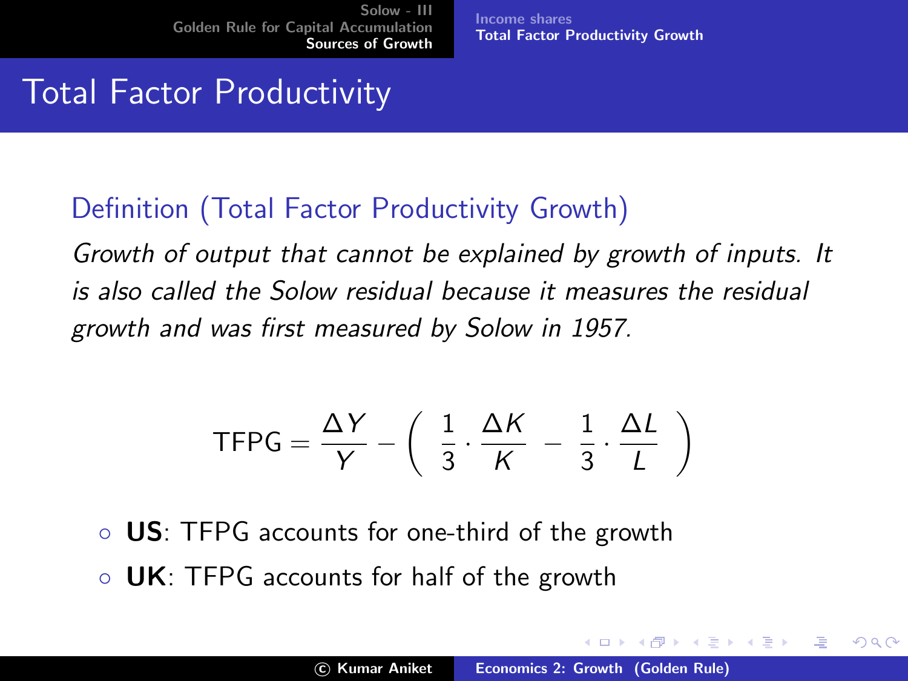# Total Factor Productivity

## Definition (Total Factor Productivity Growth)

*Growth of output that cannot be explained by growth of inputs. It is also called the Solow residual because it measures the residual growth and was first measured by Solow in 1957.*

$$\text{TFPG} = \frac{\Delta Y}{Y} - \left( \frac{1}{3} \cdot \frac{\Delta K}{K} - \frac{1}{3} \cdot \frac{\Delta L}{L} \right)$$

- **US**: TFPG accounts for one-third of the growth
- **UK**: TFPG accounts for half of the growth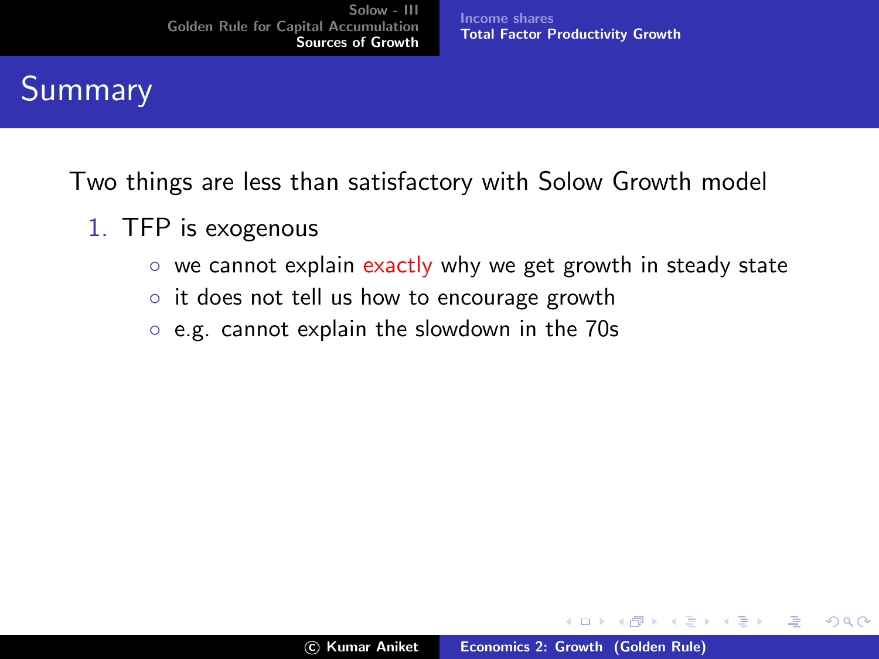# Summary

Two things are less than satisfactory with Solow Growth model

1. TFP is exogenous
   - we cannot explain exactly why we get growth in steady state
   - it does not tell us how to encourage growth
   - e.g. cannot explain the slowdown in the 70s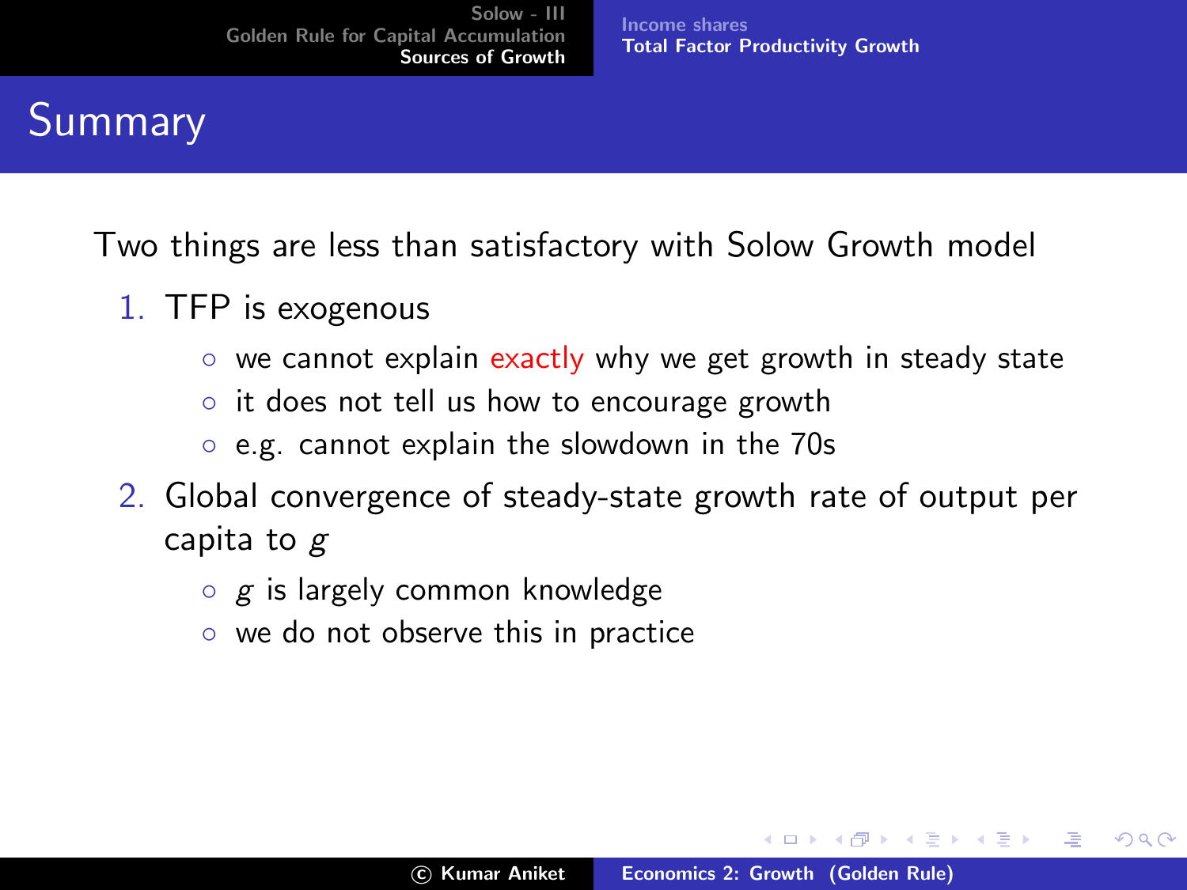# Summary

Two things are less than satisfactory with Solow Growth model

1. TFP is exogenous
   - we cannot explain exactly why we get growth in steady state
   - it does not tell us how to encourage growth
   - e.g. cannot explain the slowdown in the 70s
2. Global convergence of steady-state growth rate of output per capita to $g$
   - $g$ is largely common knowledge
   - we do not observe this in practice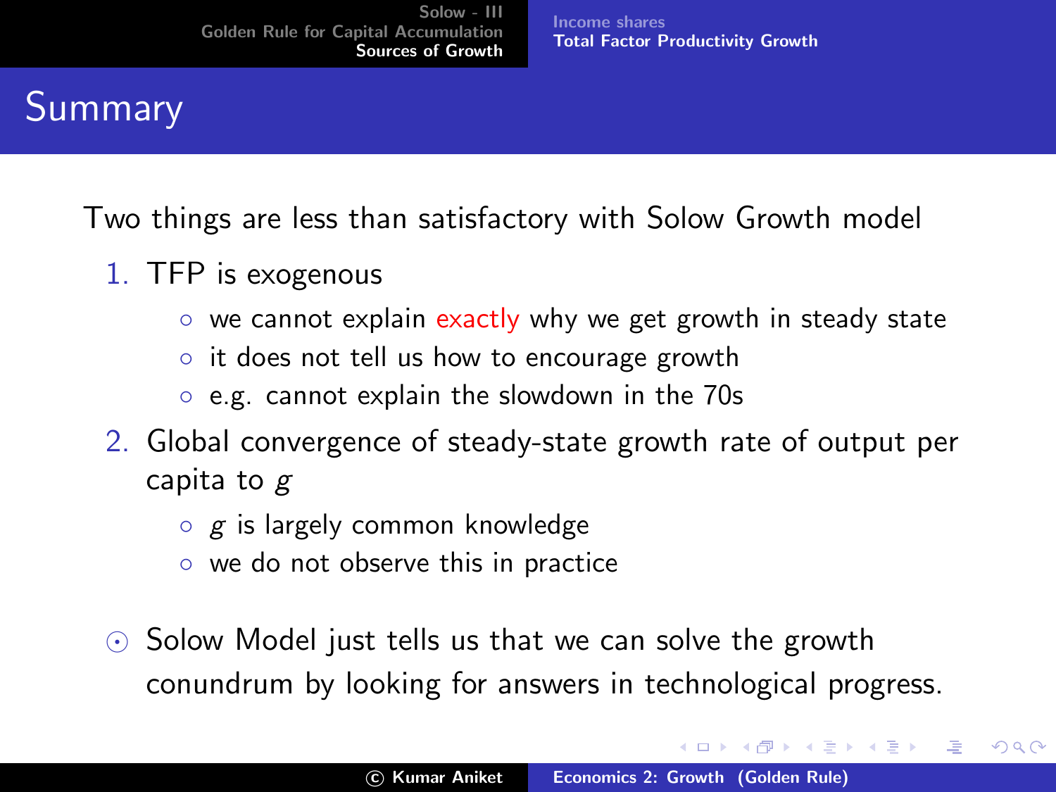# Summary

Two things are less than satisfactory with Solow Growth model

1. TFP is exogenous
   - we cannot explain exactly why we get growth in steady state
   - it does not tell us how to encourage growth
   - e.g. cannot explain the slowdown in the 70s
2. Global convergence of steady-state growth rate of output per capita to $g$
   - $g$ is largely common knowledge
   - we do not observe this in practice

- Solow Model just tells us that we can solve the growth conundrum by looking for answers in technological progress.